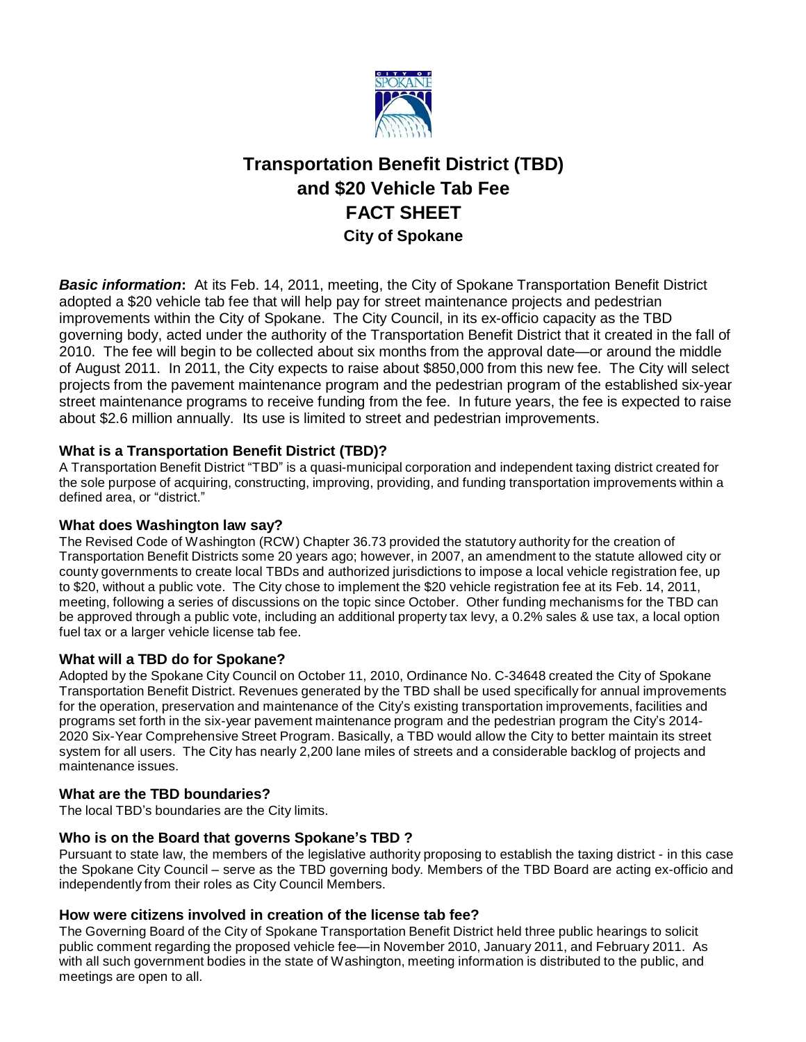# Transportation Benefit District (TBD) and $20 Vehicle Tab Fee FACT SHEET

## City of Spokane

***Basic information*:** At its Feb. 14, 2011, meeting, the City of Spokane Transportation Benefit District adopted a $20 vehicle tab fee that will help pay for street maintenance projects and pedestrian improvements within the City of Spokane. The City Council, in its ex-officio capacity as the TBD governing body, acted under the authority of the Transportation Benefit District that it created in the fall of 2010. The fee will begin to be collected about six months from the approval date—or around the middle of August 2011. In 2011, the City expects to raise about $850,000 from this new fee. The City will select projects from the pavement maintenance program and the pedestrian program of the established six-year street maintenance programs to receive funding from the fee. In future years, the fee is expected to raise about $2.6 million annually. Its use is limited to street and pedestrian improvements.

### What is a Transportation Benefit District (TBD)?

A Transportation Benefit District "TBD" is a quasi-municipal corporation and independent taxing district created for the sole purpose of acquiring, constructing, improving, providing, and funding transportation improvements within a defined area, or "district."

### What does Washington law say?

The Revised Code of Washington (RCW) Chapter 36.73 provided the statutory authority for the creation of Transportation Benefit Districts some 20 years ago; however, in 2007, an amendment to the statute allowed city or county governments to create local TBDs and authorized jurisdictions to impose a local vehicle registration fee, up to $20, without a public vote. The City chose to implement the $20 vehicle registration fee at its Feb. 14, 2011, meeting, following a series of discussions on the topic since October. Other funding mechanisms for the TBD can be approved through a public vote, including an additional property tax levy, a 0.2% sales & use tax, a local option fuel tax or a larger vehicle license tab fee.

### What will a TBD do for Spokane?

Adopted by the Spokane City Council on October 11, 2010, Ordinance No. C-34648 created the City of Spokane Transportation Benefit District. Revenues generated by the TBD shall be used specifically for annual improvements for the operation, preservation and maintenance of the City's existing transportation improvements, facilities and programs set forth in the six-year pavement maintenance program and the pedestrian program the City's 2014-2020 Six-Year Comprehensive Street Program. Basically, a TBD would allow the City to better maintain its street system for all users. The City has nearly 2,200 lane miles of streets and a considerable backlog of projects and maintenance issues.

### What are the TBD boundaries?

The local TBD's boundaries are the City limits.

### Who is on the Board that governs Spokane's TBD ?

Pursuant to state law, the members of the legislative authority proposing to establish the taxing district - in this case the Spokane City Council – serve as the TBD governing body. Members of the TBD Board are acting ex-officio and independently from their roles as City Council Members.

### How were citizens involved in creation of the license tab fee?

The Governing Board of the City of Spokane Transportation Benefit District held three public hearings to solicit public comment regarding the proposed vehicle fee—in November 2010, January 2011, and February 2011. As with all such government bodies in the state of Washington, meeting information is distributed to the public, and meetings are open to all.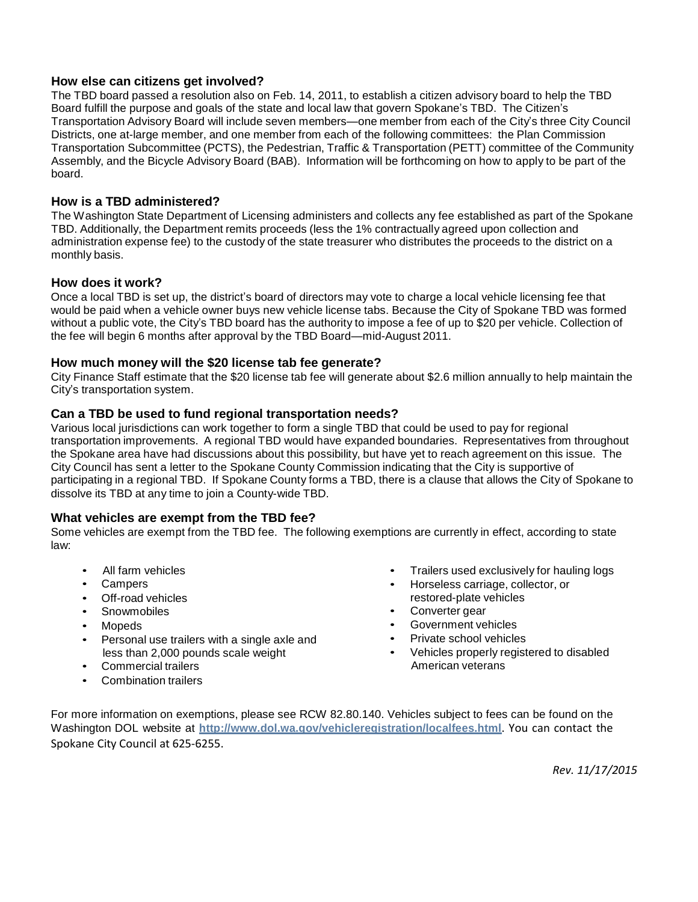### How else can citizens get involved?

The TBD board passed a resolution also on Feb. 14, 2011, to establish a citizen advisory board to help the TBD Board fulfill the purpose and goals of the state and local law that govern Spokane's TBD. The Citizen's Transportation Advisory Board will include seven members—one member from each of the City's three City Council Districts, one at-large member, and one member from each of the following committees: the Plan Commission Transportation Subcommittee (PCTS), the Pedestrian, Traffic & Transportation (PETT) committee of the Community Assembly, and the Bicycle Advisory Board (BAB). Information will be forthcoming on how to apply to be part of the board.

### How is a TBD administered?

The Washington State Department of Licensing administers and collects any fee established as part of the Spokane TBD. Additionally, the Department remits proceeds (less the 1% contractually agreed upon collection and administration expense fee) to the custody of the state treasurer who distributes the proceeds to the district on a monthly basis.

### How does it work?

Once a local TBD is set up, the district's board of directors may vote to charge a local vehicle licensing fee that would be paid when a vehicle owner buys new vehicle license tabs. Because the City of Spokane TBD was formed without a public vote, the City's TBD board has the authority to impose a fee of up to $20 per vehicle. Collection of the fee will begin 6 months after approval by the TBD Board—mid-August 2011.

### How much money will the $20 license tab fee generate?

City Finance Staff estimate that the $20 license tab fee will generate about $2.6 million annually to help maintain the City's transportation system.

### Can a TBD be used to fund regional transportation needs?

Various local jurisdictions can work together to form a single TBD that could be used to pay for regional transportation improvements. A regional TBD would have expanded boundaries. Representatives from throughout the Spokane area have had discussions about this possibility, but have yet to reach agreement on this issue. The City Council has sent a letter to the Spokane County Commission indicating that the City is supportive of participating in a regional TBD. If Spokane County forms a TBD, there is a clause that allows the City of Spokane to dissolve its TBD at any time to join a County-wide TBD.

### What vehicles are exempt from the TBD fee?

Some vehicles are exempt from the TBD fee. The following exemptions are currently in effect, according to state law:

- All farm vehicles
- Campers
- Off-road vehicles
- Snowmobiles
- Mopeds
- Personal use trailers with a single axle and less than 2,000 pounds scale weight
- Commercial trailers
- Combination trailers
- Trailers used exclusively for hauling logs
- Horseless carriage, collector, or restored-plate vehicles
- Converter gear
- Government vehicles
- Private school vehicles
- Vehicles properly registered to disabled American veterans

For more information on exemptions, please see RCW 82.80.140. Vehicles subject to fees can be found on the Washington DOL website at **http://www.dol.wa.gov/vehicleregistration/localfees.html**. You can contact the Spokane City Council at 625-6255.

*Rev. 11/17/2015*